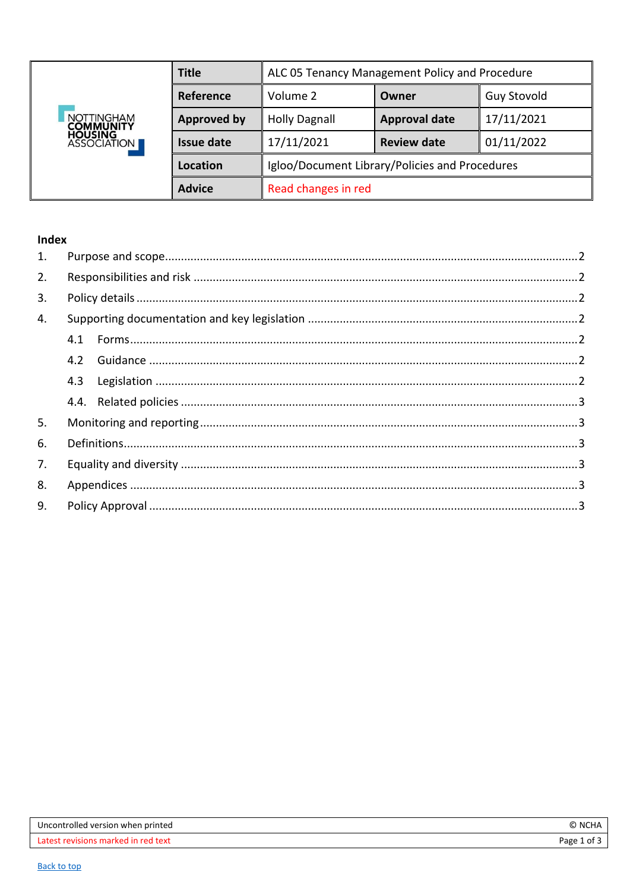| | Title | ALC 05 Tenancy Management Policy and Procedure | | |
|---|---|---|---|---|
| NOTTINGHAM COMMUNITY HOUSING ASSOCIATION | Reference | Volume 2 | Owner | Guy Stovold |
| | Approved by | Holly Dagnall | Approval date | 17/11/2021 |
| | Issue date | 17/11/2021 | Review date | 01/11/2022 |
| | Location | Igloo/Document Library/Policies and Procedures | | |
| | Advice | Read changes in red | | |

**Index**

1. Purpose and scope....2
2. Responsibilities and risk....2
3. Policy details....2
4. Supporting documentation and key legislation....2
   - 4.1 Forms....2
   - 4.2 Guidance....2
   - 4.3 Legislation....2
   - 4.4. Related policies....3
5. Monitoring and reporting....3
6. Definitions....3
7. Equality and diversity....3
8. Appendices....3
9. Policy Approval....3

Uncontrolled version when printed | © NCHA

Latest revisions marked in red text

Back to top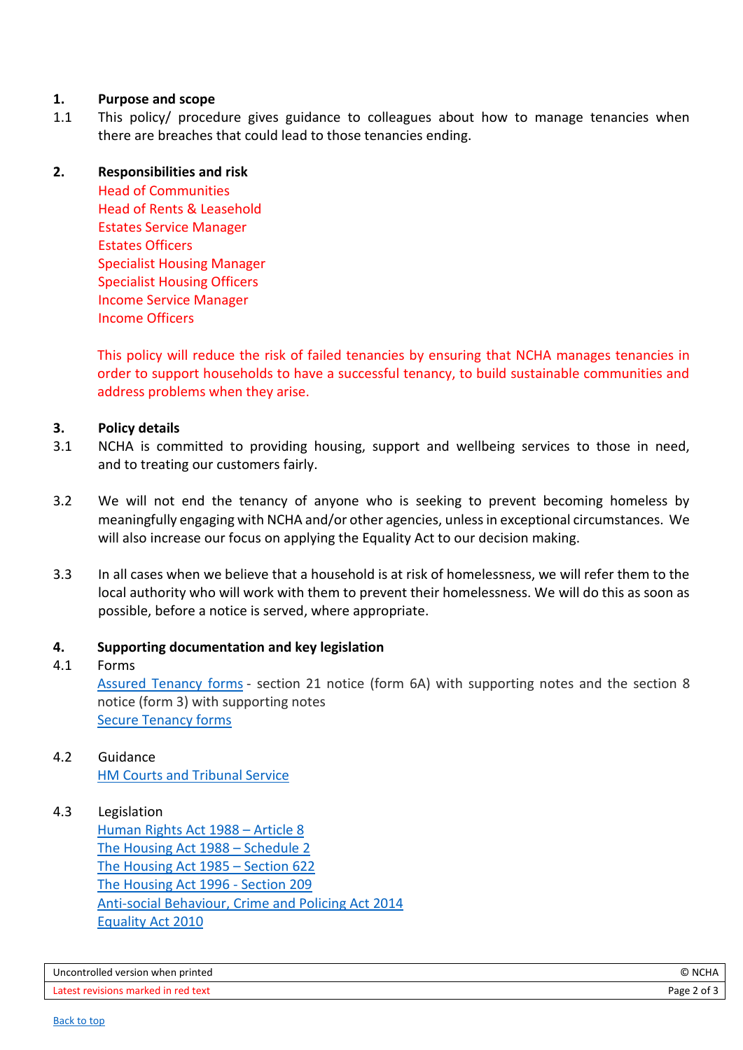## 1. Purpose and scope

1.1 This policy/ procedure gives guidance to colleagues about how to manage tenancies when there are breaches that could lead to those tenancies ending.

## 2. Responsibilities and risk

Head of Communities
Head of Rents & Leasehold
Estates Service Manager
Estates Officers
Specialist Housing Manager
Specialist Housing Officers
Income Service Manager
Income Officers

This policy will reduce the risk of failed tenancies by ensuring that NCHA manages tenancies in order to support households to have a successful tenancy, to build sustainable communities and address problems when they arise.

## 3. Policy details

3.1 NCHA is committed to providing housing, support and wellbeing services to those in need, and to treating our customers fairly.

3.2 We will not end the tenancy of anyone who is seeking to prevent becoming homeless by meaningfully engaging with NCHA and/or other agencies, unless in exceptional circumstances. We will also increase our focus on applying the Equality Act to our decision making.

3.3 In all cases when we believe that a household is at risk of homelessness, we will refer them to the local authority who will work with them to prevent their homelessness. We will do this as soon as possible, before a notice is served, where appropriate.

## 4. Supporting documentation and key legislation

4.1 Forms

Assured Tenancy forms - section 21 notice (form 6A) with supporting notes and the section 8 notice (form 3) with supporting notes
Secure Tenancy forms

4.2 Guidance

HM Courts and Tribunal Service

4.3 Legislation

Human Rights Act 1988 – Article 8
The Housing Act 1988 – Schedule 2
The Housing Act 1985 – Section 622
The Housing Act 1996 - Section 209
Anti-social Behaviour, Crime and Policing Act 2014
Equality Act 2010

Uncontrolled version when printed | © NCHA
Latest revisions marked in red text

Back to top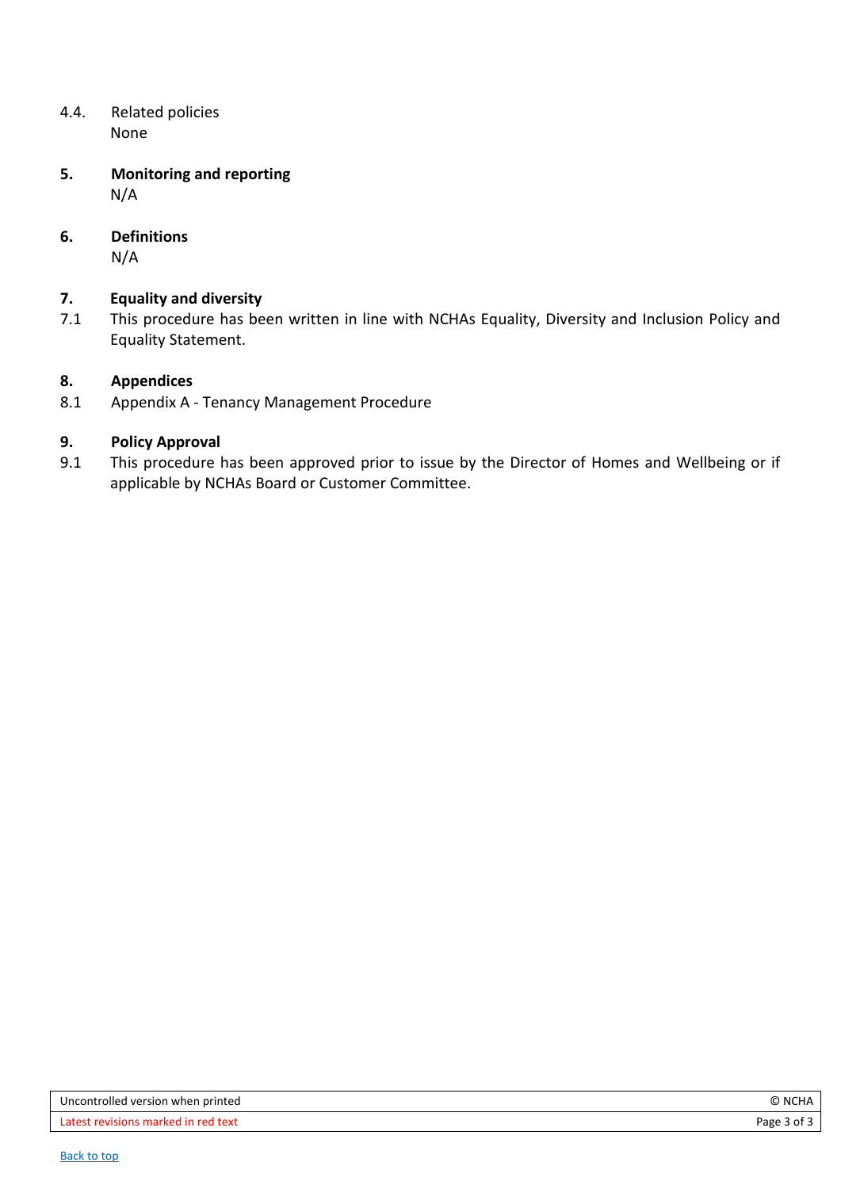4.4. Related policies

None

## 5. Monitoring and reporting

N/A

## 6. Definitions

N/A

## 7. Equality and diversity

7.1 This procedure has been written in line with NCHAs Equality, Diversity and Inclusion Policy and Equality Statement.

## 8. Appendices

8.1 Appendix A - Tenancy Management Procedure

## 9. Policy Approval

9.1 This procedure has been approved prior to issue by the Director of Homes and Wellbeing or if applicable by NCHAs Board or Customer Committee.